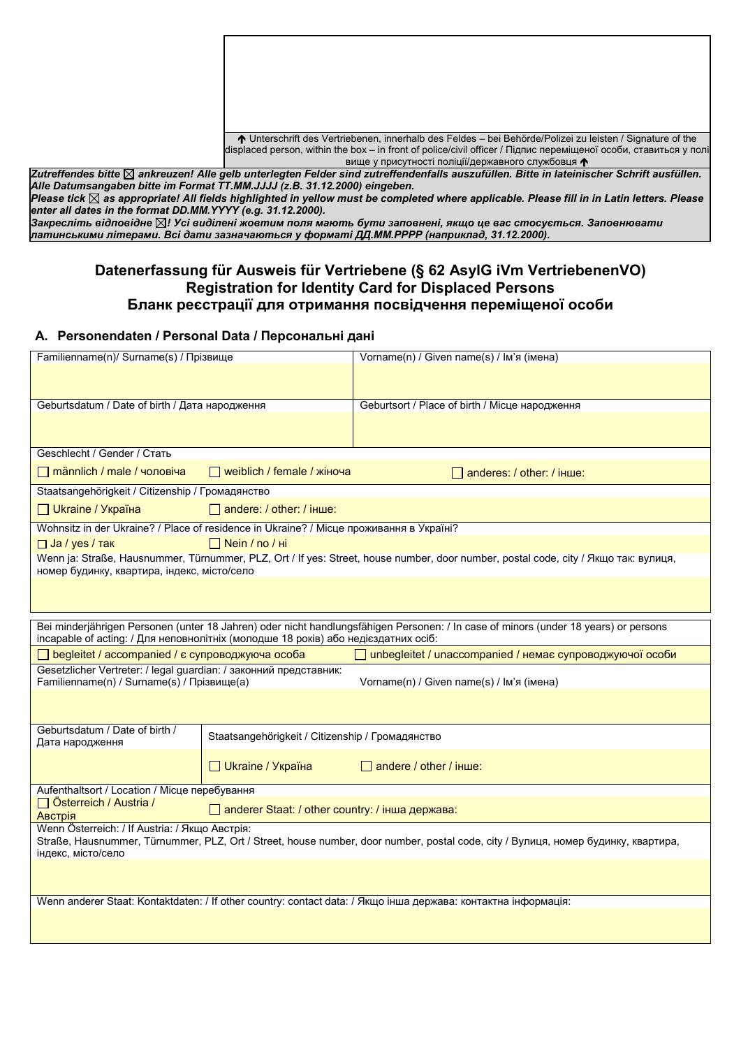↑ Unterschrift des Vertriebenen, innerhalb des Feldes – bei Behörde/Polizei zu leisten / Signature of the displaced person, within the box – in front of police/civil officer / Підпис переміщеної особи, ставиться у полі вище у присутності поліції/державного службовця ↑

***Zutreffendes bitte ☒ ankreuzen! Alle gelb unterlegten Felder sind zutreffendenfalls auszufüllen. Bitte in lateinischer Schrift ausfüllen. Alle Datumsangaben bitte im Format TT.MM.JJJJ (z.B. 31.12.2000) eingeben.***

***Please tick ☒ as appropriate! All fields highlighted in yellow must be completed where applicable. Please fill in in Latin letters. Please enter all dates in the format DD.MM.YYYY (e.g. 31.12.2000).***

***Закресліть відповідне ☒! Усі виділені жовтим поля мають бути заповнені, якщо це вас стосується. Заповнювати латинськими літерами. Всі дати зазначаються у форматі ДД.ММ.РРРР (наприклад, 31.12.2000).***

# Datenerfassung für Ausweis für Vertriebene (§ 62 AsylG iVm VertriebenenVO)
# Registration for Identity Card for Displaced Persons
# Бланк реєстрації для отримання посвідчення переміщеної особи

## A. Personendaten / Personal Data / Персональні дані

| Familienname(n)/ Surname(s) / Прізвище | Vorname(n) / Given name(s) / Ім'я (імена) |
|---|---|
| | |
| Geburtsdatum / Date of birth / Дата народження | Geburtsort / Place of birth / Місце народження |
| | |

Geschlecht / Gender / Стать

☐ männlich / male / чоловіча ☐ weiblich / female / жіноча ☐ anderes: / other: / інше:

Staatsangehörigkeit / Citizenship / Громадянство

☐ Ukraine / Україна ☐ andere: / other: / інше:

Wohnsitz in der Ukraine? / Place of residence in Ukraine? / Місце проживання в Україні?

☐ Ja / yes / так ☐ Nein / no / ні

Wenn ja: Straße, Hausnummer, Türnummer, PLZ, Ort / If yes: Street, house number, door number, postal code, city / Якщо так: вулиця, номер будинку, квартира, індекс, місто/село

Bei minderjährigen Personen (unter 18 Jahren) oder nicht handlungsfähigen Personen: / In case of minors (under 18 years) or persons incapable of acting: / Для неповнолітніх (молодше 18 років) або недієздатних осіб:

☐ begleitet / accompanied / є супроводжуюча особа ☐ unbegleitet / unaccompanied / немає супроводжуючої особи

| Gesetzlicher Vertreter: / legal guardian: / законний представник: Familienname(n) / Surname(s) / Прізвище(а) | Vorname(n) / Given name(s) / Ім'я (імена) |
|---|---|
| | |

| Geburtsdatum / Date of birth / Дата народження | Staatsangehörigkeit / Citizenship / Громадянство |
|---|---|
| | ☐ Ukraine / Україна ☐ andere / other / інше: |

Aufenthaltsort / Location / Місце перебування

☐ Österreich / Austria / Австрія ☐ anderer Staat: / other country: / інша держава:

Wenn Österreich: / If Austria: / Якщо Австрія:
Straße, Hausnummer, Türnummer, PLZ, Ort / Street, house number, door number, postal code, city / Вулиця, номер будинку, квартира, індекс, місто/село

Wenn anderer Staat: Kontaktdaten: / If other country: contact data: / Якщо інша держава: контактна інформація: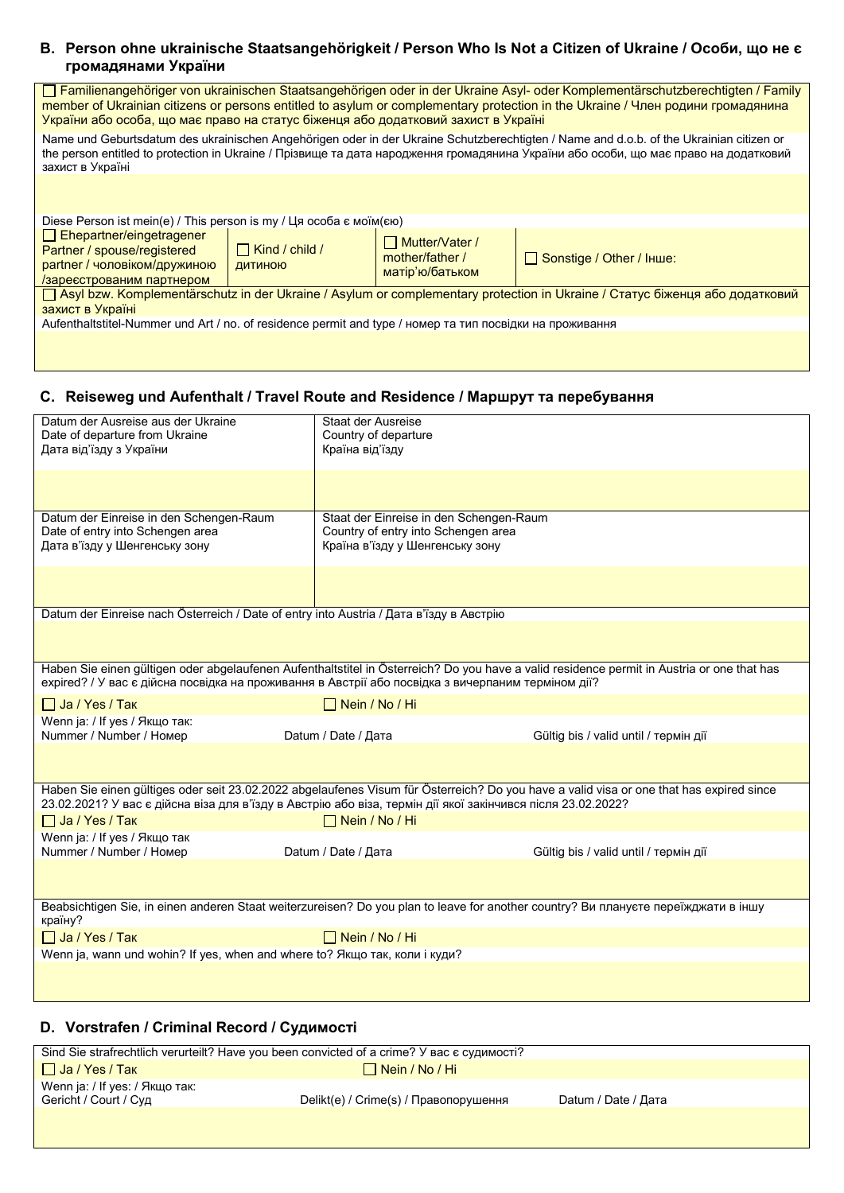## B. Person ohne ukrainische Staatsangehörigkeit / Person Who Is Not a Citizen of Ukraine / Особи, що не є громадянами України

☐ Familienangehöriger von ukrainischen Staatsangehörigen oder in der Ukraine Asyl- oder Komplementärschutzberechtigten / Family member of Ukrainian citizens or persons entitled to asylum or complementary protection in the Ukraine / Член родини громадянина України або особа, що має право на статус біженця або додатковий захист в Україні

Name und Geburtsdatum des ukrainischen Angehörigen oder in der Ukraine Schutzberechtigten / Name and d.o.b. of the Ukrainian citizen or the person entitled to protection in Ukraine / Прізвище та дата народження громадянина України або особи, що має право на додатковий захист в Україні

Diese Person ist mein(e) / This person is my / Ця особа є моїм(єю)

| ☐ Ehepartner/eingetragener Partner / spouse/registered partner / чоловіком/дружиною /зареєстрованим партнером | ☐ Kind / child / дитиною | ☐ Mutter/Vater / mother/father / матір'ю/батьком | ☐ Sonstige / Other / Інше: |
|---|---|---|---|

☐ Asyl bzw. Komplementärschutz in der Ukraine / Asylum or complementary protection in Ukraine / Статус біженця або додатковий захист в Україні

Aufenthaltstitel-Nummer und Art / no. of residence permit and type / номер та тип посвідки на проживання

## C. Reiseweg und Aufenthalt / Travel Route and Residence / Маршрут та перебування

| Datum der Ausreise aus der Ukraine<br>Date of departure from Ukraine<br>Дата від'їзду з України | Staat der Ausreise<br>Country of departure<br>Країна від'їзду |
|---|---|
| | |
| Datum der Einreise in den Schengen-Raum<br>Date of entry into Schengen area<br>Дата в'їзду у Шенгенську зону | Staat der Einreise in den Schengen-Raum<br>Country of entry into Schengen area<br>Країна в'їзду у Шенгенську зону |
| | |

Datum der Einreise nach Österreich / Date of entry into Austria / Дата в'їзду в Австрію

Haben Sie einen gültigen oder abgelaufenen Aufenthaltstitel in Österreich? Do you have a valid residence permit in Austria or one that has expired? / У вас є дійсна посвідка на проживання в Австрії або посвідка з вичерпаним терміном дії?

☐ Ja / Yes / Так ☐ Nein / No / Ні

Wenn ja: / If yes / Якщо так:

| Nummer / Number / Номер | Datum / Date / Дата | Gültig bis / valid until / термін дії |
|---|---|---|
| | | |

Haben Sie einen gültiges oder seit 23.02.2022 abgelaufenes Visum für Österreich? Do you have a valid visa or one that has expired since 23.02.2021? У вас є дійсна віза для в'їзду в Австрію або віза, термін дії якої закінчився після 23.02.2022?

☐ Ja / Yes / Так ☐ Nein / No / Ні

Wenn ja: / If yes / Якщо так

| Nummer / Number / Номер | Datum / Date / Дата | Gültig bis / valid until / термін дії |
|---|---|---|
| | | |

Beabsichtigen Sie, in einen anderen Staat weiterzureisen? Do you plan to leave for another country? Ви плануєте переїжджати в іншу країну?

☐ Ja / Yes / Так ☐ Nein / No / Ні

Wenn ja, wann und wohin? If yes, when and where to? Якщо так, коли і куди?

## D. Vorstrafen / Criminal Record / Судимості

Sind Sie strafrechtlich verurteilt? Have you been convicted of a crime? У вас є судимості?

☐ Ja / Yes / Так ☐ Nein / No / Ні

Wenn ja: / If yes: / Якщо так:

| Gericht / Court / Суд | Delikt(e) / Crime(s) / Правопорушення | Datum / Date / Дата |
|---|---|---|
| | | |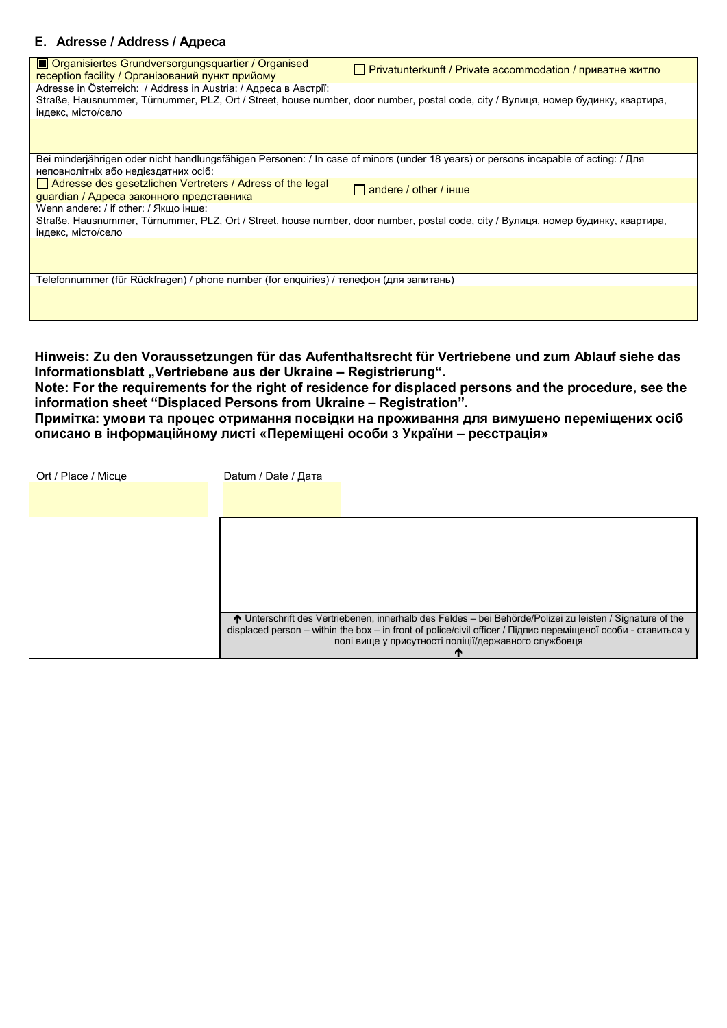## E. Adresse / Address / Адреса

- [x] Organisiertes Grundversorgungsquartier / Organised reception facility / Організований пункт прийому
- [ ] Privatunterkunft / Private accommodation / приватне житло

Adresse in Österreich: / Address in Austria: / Адреса в Австрії:
Straße, Hausnummer, Türnummer, PLZ, Ort / Street, house number, door number, postal code, city / Вулиця, номер будинку, квартира, індекс, місто/село

Bei minderjährigen oder nicht handlungsfähigen Personen: / In case of minors (under 18 years) or persons incapable of acting: / Для неповнолітніх або недієздатних осіб:

- [ ] Adresse des gesetzlichen Vertreters / Adress of the legal guardian / Адреса законного представника
- [ ] andere / other / інше

Wenn andere: / if other: / Якщо інше:
Straße, Hausnummer, Türnummer, PLZ, Ort / Street, house number, door number, postal code, city / Вулиця, номер будинку, квартира, індекс, місто/село

Telefonnummer (für Rückfragen) / phone number (for enquiries) / телефон (для запитань)

**Hinweis: Zu den Voraussetzungen für das Aufenthaltsrecht für Vertriebene und zum Ablauf siehe das Informationsblatt „Vertriebene aus der Ukraine – Registrierung".**
**Note: For the requirements for the right of residence for displaced persons and the procedure, see the information sheet "Displaced Persons from Ukraine – Registration".**
**Примітка: умови та процес отримання посвідки на проживання для вимушено переміщених осіб описано в інформаційному листі «Переміщені особи з України – реєстрація»**

Ort / Place / Місце

Datum / Date / Дата

↑ Unterschrift des Vertriebenen, innerhalb des Feldes – bei Behörde/Polizei zu leisten / Signature of the displaced person – within the box – in front of police/civil officer / Підпис переміщеної особи - ставиться у полі вище у присутності поліції/державного службовця ↑